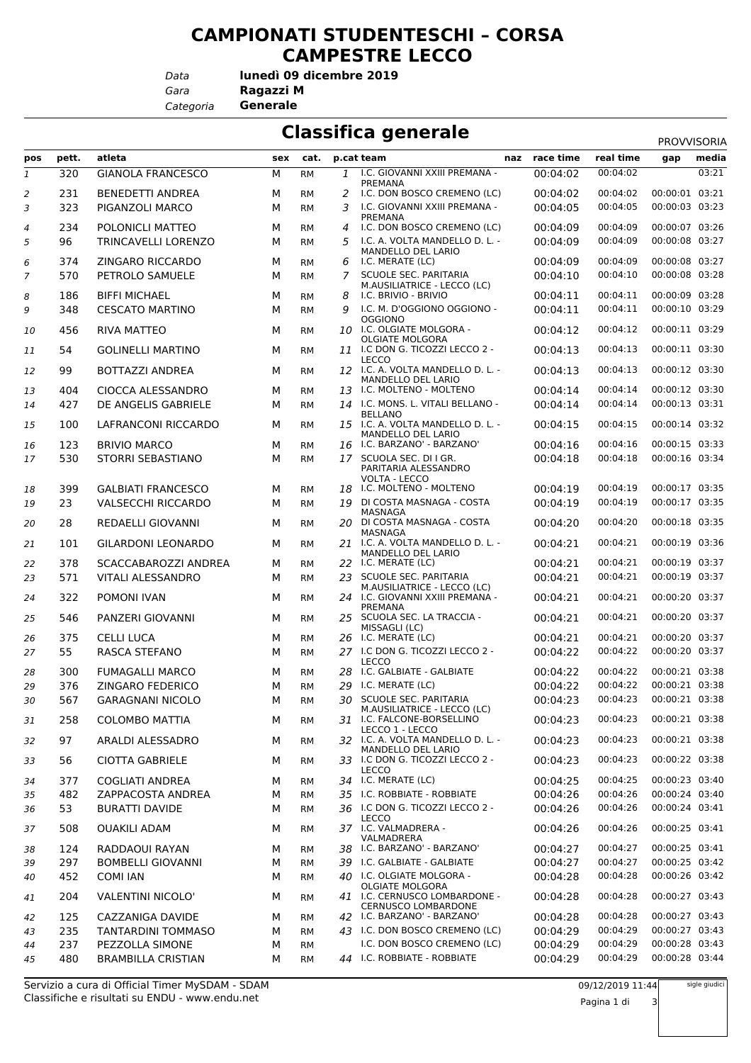# CAMPIONATI STUDENTESCHI – CORSA CAMPESTRE LECCO

*Data* **lunedì 09 dicembre 2019**
*Gara* **Ragazzi M**
*Categoria* **Generale**

## Classifica generale

PROVVISORIA

| pos | pett. | atleta | sex | cat. | p.cat | team | naz | race time | real time | gap | media |
|---|---|---|---|---|---|---|---|---|---|---|---|
| 1 | 320 | GIANOLA FRANCESCO | M | RM | 1 | I.C. GIOVANNI XXIII PREMANA - PREMANA | | 00:04:02 | 00:04:02 | | 03:21 |
| 2 | 231 | BENEDETTI ANDREA | M | RM | 2 | I.C. DON BOSCO CREMENO (LC) | | 00:04:02 | 00:04:02 | 00:00:01 | 03:21 |
| 3 | 323 | PIGANZOLI MARCO | M | RM | 3 | I.C. GIOVANNI XXIII PREMANA - PREMANA | | 00:04:05 | 00:04:05 | 00:00:03 | 03:23 |
| 4 | 234 | POLONICLI MATTEO | M | RM | 4 | I.C. DON BOSCO CREMENO (LC) | | 00:04:09 | 00:04:09 | 00:00:07 | 03:26 |
| 5 | 96 | TRINCAVELLI LORENZO | M | RM | 5 | I.C. A. VOLTA MANDELLO D. L. - MANDELLO DEL LARIO | | 00:04:09 | 00:04:09 | 00:00:08 | 03:27 |
| 6 | 374 | ZINGARO RICCARDO | M | RM | 6 | I.C. MERATE (LC) | | 00:04:09 | 00:04:09 | 00:00:08 | 03:27 |
| 7 | 570 | PETROLO SAMUELE | M | RM | 7 | SCUOLE SEC. PARITARIA M.AUSILIATRICE - LECCO (LC) | | 00:04:10 | 00:04:10 | 00:00:08 | 03:28 |
| 8 | 186 | BIFFI MICHAEL | M | RM | 8 | I.C. BRIVIO - BRIVIO | | 00:04:11 | 00:04:11 | 00:00:09 | 03:28 |
| 9 | 348 | CESCATO MARTINO | M | RM | 9 | I.C. M. D'OGGIONO OGGIONO - OGGIONO | | 00:04:11 | 00:04:11 | 00:00:10 | 03:29 |
| 10 | 456 | RIVA MATTEO | M | RM | 10 | I.C. OLGIATE MOLGORA - OLGIATE MOLGORA | | 00:04:12 | 00:04:12 | 00:00:11 | 03:29 |
| 11 | 54 | GOLINELLI MARTINO | M | RM | 11 | I.C DON G. TICOZZI LECCO 2 - LECCO | | 00:04:13 | 00:04:13 | 00:00:11 | 03:30 |
| 12 | 99 | BOTTAZZI ANDREA | M | RM | 12 | I.C. A. VOLTA MANDELLO D. L. - MANDELLO DEL LARIO | | 00:04:13 | 00:04:13 | 00:00:12 | 03:30 |
| 13 | 404 | CIOCCA ALESSANDRO | M | RM | 13 | I.C. MOLTENO - MOLTENO | | 00:04:14 | 00:04:14 | 00:00:12 | 03:30 |
| 14 | 427 | DE ANGELIS GABRIELE | M | RM | 14 | I.C. MONS. L. VITALI BELLANO - BELLANO | | 00:04:14 | 00:04:14 | 00:00:13 | 03:31 |
| 15 | 100 | LAFRANCONI RICCARDO | M | RM | 15 | I.C. A. VOLTA MANDELLO D. L. - MANDELLO DEL LARIO | | 00:04:15 | 00:04:15 | 00:00:14 | 03:32 |
| 16 | 123 | BRIVIO MARCO | M | RM | 16 | I.C. BARZANO' - BARZANO' | | 00:04:16 | 00:04:16 | 00:00:15 | 03:33 |
| 17 | 530 | STORRI SEBASTIANO | M | RM | 17 | SCUOLA SEC. DI I GR. PARITARIA ALESSANDRO VOLTA - LECCO | | 00:04:18 | 00:04:18 | 00:00:16 | 03:34 |
| 18 | 399 | GALBIATI FRANCESCO | M | RM | 18 | I.C. MOLTENO - MOLTENO | | 00:04:19 | 00:04:19 | 00:00:17 | 03:35 |
| 19 | 23 | VALSECCHI RICCARDO | M | RM | 19 | DI COSTA MASNAGA - COSTA MASNAGA | | 00:04:19 | 00:04:19 | 00:00:17 | 03:35 |
| 20 | 28 | REDAELLI GIOVANNI | M | RM | 20 | DI COSTA MASNAGA - COSTA MASNAGA | | 00:04:20 | 00:04:20 | 00:00:18 | 03:35 |
| 21 | 101 | GILARDONI LEONARDO | M | RM | 21 | I.C. A. VOLTA MANDELLO D. L. - MANDELLO DEL LARIO | | 00:04:21 | 00:04:21 | 00:00:19 | 03:36 |
| 22 | 378 | SCACCABAROZZI ANDREA | M | RM | 22 | I.C. MERATE (LC) | | 00:04:21 | 00:04:21 | 00:00:19 | 03:37 |
| 23 | 571 | VITALI ALESSANDRO | M | RM | 23 | SCUOLE SEC. PARITARIA M.AUSILIATRICE - LECCO (LC) | | 00:04:21 | 00:04:21 | 00:00:19 | 03:37 |
| 24 | 322 | POMONI IVAN | M | RM | 24 | I.C. GIOVANNI XXIII PREMANA - PREMANA | | 00:04:21 | 00:04:21 | 00:00:20 | 03:37 |
| 25 | 546 | PANZERI GIOVANNI | M | RM | 25 | SCUOLA SEC. LA TRACCIA - MISSAGLI (LC) | | 00:04:21 | 00:04:21 | 00:00:20 | 03:37 |
| 26 | 375 | CELLI LUCA | M | RM | 26 | I.C. MERATE (LC) | | 00:04:21 | 00:04:21 | 00:00:20 | 03:37 |
| 27 | 55 | RASCA STEFANO | M | RM | 27 | I.C DON G. TICOZZI LECCO 2 - LECCO | | 00:04:22 | 00:04:22 | 00:00:20 | 03:37 |
| 28 | 300 | FUMAGALLI MARCO | M | RM | 28 | I.C. GALBIATE - GALBIATE | | 00:04:22 | 00:04:22 | 00:00:21 | 03:38 |
| 29 | 376 | ZINGARO FEDERICO | M | RM | 29 | I.C. MERATE (LC) | | 00:04:22 | 00:04:22 | 00:00:21 | 03:38 |
| 30 | 567 | GARAGNANI NICOLO | M | RM | 30 | SCUOLE SEC. PARITARIA M.AUSILIATRICE - LECCO (LC) | | 00:04:23 | 00:04:23 | 00:00:21 | 03:38 |
| 31 | 258 | COLOMBO MATTIA | M | RM | 31 | I.C. FALCONE-BORSELLINO LECCO 1 - LECCO | | 00:04:23 | 00:04:23 | 00:00:21 | 03:38 |
| 32 | 97 | ARALDI ALESSADRO | M | RM | 32 | I.C. A. VOLTA MANDELLO D. L. - MANDELLO DEL LARIO | | 00:04:23 | 00:04:23 | 00:00:21 | 03:38 |
| 33 | 56 | CIOTTA GABRIELE | M | RM | 33 | I.C DON G. TICOZZI LECCO 2 - LECCO | | 00:04:23 | 00:04:23 | 00:00:22 | 03:38 |
| 34 | 377 | COGLIATI ANDREA | M | RM | 34 | I.C. MERATE (LC) | | 00:04:25 | 00:04:25 | 00:00:23 | 03:40 |
| 35 | 482 | ZAPPACOSTA ANDREA | M | RM | 35 | I.C. ROBBIATE - ROBBIATE | | 00:04:26 | 00:04:26 | 00:00:24 | 03:40 |
| 36 | 53 | BURATTI DAVIDE | M | RM | 36 | I.C DON G. TICOZZI LECCO 2 - LECCO | | 00:04:26 | 00:04:26 | 00:00:24 | 03:41 |
| 37 | 508 | OUAKILI ADAM | M | RM | 37 | I.C. VALMADRERA - VALMADRERA | | 00:04:26 | 00:04:26 | 00:00:25 | 03:41 |
| 38 | 124 | RADDAOUI RAYAN | M | RM | 38 | I.C. BARZANO' - BARZANO' | | 00:04:27 | 00:04:27 | 00:00:25 | 03:41 |
| 39 | 297 | BOMBELLI GIOVANNI | M | RM | 39 | I.C. GALBIATE - GALBIATE | | 00:04:27 | 00:04:27 | 00:00:25 | 03:42 |
| 40 | 452 | COMI IAN | M | RM | 40 | I.C. OLGIATE MOLGORA - OLGIATE MOLGORA | | 00:04:28 | 00:04:28 | 00:00:26 | 03:42 |
| 41 | 204 | VALENTINI NICOLO' | M | RM | 41 | I.C. CERNUSCO LOMBARDONE - CERNUSCO LOMBARDONE | | 00:04:28 | 00:04:28 | 00:00:27 | 03:43 |
| 42 | 125 | CAZZANIGA DAVIDE | M | RM | 42 | I.C. BARZANO' - BARZANO' | | 00:04:28 | 00:04:28 | 00:00:27 | 03:43 |
| 43 | 235 | TANTARDINI TOMMASO | M | RM | 43 | I.C. DON BOSCO CREMENO (LC) | | 00:04:29 | 00:04:29 | 00:00:27 | 03:43 |
| 44 | 237 | PEZZOLLA SIMONE | M | RM | | I.C. DON BOSCO CREMENO (LC) | | 00:04:29 | 00:04:29 | 00:00:28 | 03:43 |
| 45 | 480 | BRAMBILLA CRISTIAN | M | RM | 44 | I.C. ROBBIATE - ROBBIATE | | 00:04:29 | 00:04:29 | 00:00:28 | 03:44 |

Servizio a cura di Official Timer MySDAM - SDAM
Classifiche e risultati su ENDU - www.endu.net

09/12/2019 11:44

sigle giudici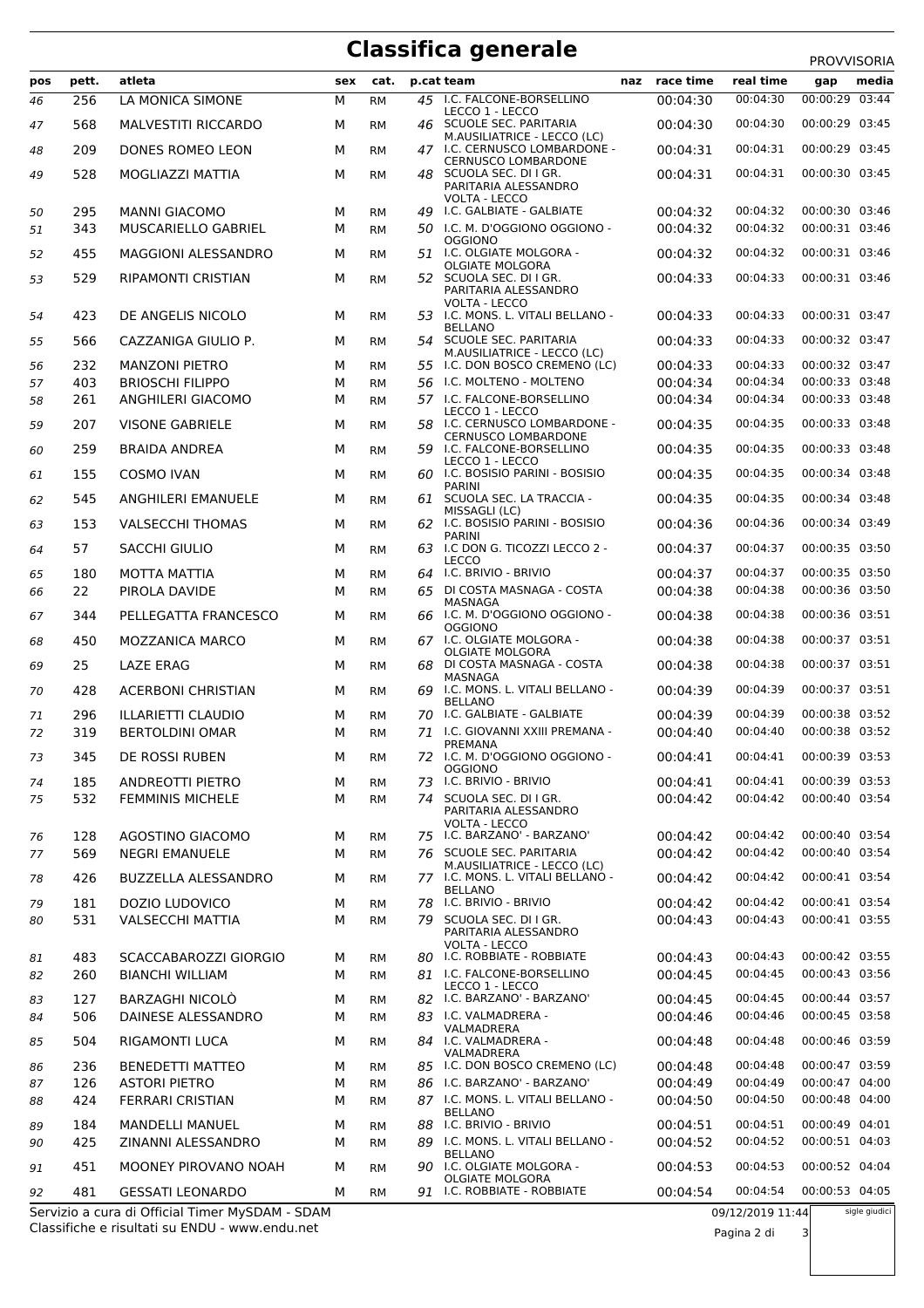# Classifica generale

PROVVISORIA

| pos | pett. | atleta | sex | cat. | p.cat | team | naz | race time | real time | gap | media |
|---|---|---|---|---|---|---|---|---|---|---|---|
| 46 | 256 | LA MONICA SIMONE | M | RM | 45 | I.C. FALCONE-BORSELLINO LECCO 1 - LECCO | | 00:04:30 | 00:04:30 | 00:00:29 | 03:44 |
| 47 | 568 | MALVESTITI RICCARDO | M | RM | 46 | SCUOLE SEC. PARITARIA M.AUSILIATRICE - LECCO (LC) | | 00:04:30 | 00:04:30 | 00:00:29 | 03:45 |
| 48 | 209 | DONES ROMEO LEON | M | RM | 47 | I.C. CERNUSCO LOMBARDONE - CERNUSCO LOMBARDONE | | 00:04:31 | 00:04:31 | 00:00:29 | 03:45 |
| 49 | 528 | MOGLIAZZI MATTIA | M | RM | 48 | SCUOLA SEC. DI I GR. PARITARIA ALESSANDRO VOLTA - LECCO | | 00:04:31 | 00:04:31 | 00:00:30 | 03:45 |
| 50 | 295 | MANNI GIACOMO | M | RM | 49 | I.C. GALBIATE - GALBIATE | | 00:04:32 | 00:04:32 | 00:00:30 | 03:46 |
| 51 | 343 | MUSCARIELLO GABRIEL | M | RM | 50 | I.C. M. D'OGGIONO OGGIONO - OGGIONO | | 00:04:32 | 00:04:32 | 00:00:31 | 03:46 |
| 52 | 455 | MAGGIONI ALESSANDRO | M | RM | 51 | I.C. OLGIATE MOLGORA - OLGIATE MOLGORA | | 00:04:32 | 00:04:32 | 00:00:31 | 03:46 |
| 53 | 529 | RIPAMONTI CRISTIAN | M | RM | 52 | SCUOLA SEC. DI I GR. PARITARIA ALESSANDRO VOLTA - LECCO | | 00:04:33 | 00:04:33 | 00:00:31 | 03:46 |
| 54 | 423 | DE ANGELIS NICOLO | M | RM | 53 | I.C. MONS. L. VITALI BELLANO - BELLANO | | 00:04:33 | 00:04:33 | 00:00:31 | 03:47 |
| 55 | 566 | CAZZANIGA GIULIO P. | M | RM | 54 | SCUOLE SEC. PARITARIA M.AUSILIATRICE - LECCO (LC) | | 00:04:33 | 00:04:33 | 00:00:32 | 03:47 |
| 56 | 232 | MANZONI PIETRO | M | RM | 55 | I.C. DON BOSCO CREMENO (LC) | | 00:04:33 | 00:04:33 | 00:00:32 | 03:47 |
| 57 | 403 | BRIOSCHI FILIPPO | M | RM | 56 | I.C. MOLTENO - MOLTENO | | 00:04:34 | 00:04:34 | 00:00:33 | 03:48 |
| 58 | 261 | ANGHILERI GIACOMO | M | RM | 57 | I.C. FALCONE-BORSELLINO LECCO 1 - LECCO | | 00:04:34 | 00:04:34 | 00:00:33 | 03:48 |
| 59 | 207 | VISONE GABRIELE | M | RM | 58 | I.C. CERNUSCO LOMBARDONE - CERNUSCO LOMBARDONE | | 00:04:35 | 00:04:35 | 00:00:33 | 03:48 |
| 60 | 259 | BRAIDA ANDREA | M | RM | 59 | I.C. FALCONE-BORSELLINO LECCO 1 - LECCO | | 00:04:35 | 00:04:35 | 00:00:33 | 03:48 |
| 61 | 155 | COSMO IVAN | M | RM | 60 | I.C. BOSISIO PARINI - BOSISIO PARINI | | 00:04:35 | 00:04:35 | 00:00:34 | 03:48 |
| 62 | 545 | ANGHILERI EMANUELE | M | RM | 61 | SCUOLA SEC. LA TRACCIA - MISSAGLI (LC) | | 00:04:35 | 00:04:35 | 00:00:34 | 03:48 |
| 63 | 153 | VALSECCHI THOMAS | M | RM | 62 | I.C. BOSISIO PARINI - BOSISIO PARINI | | 00:04:36 | 00:04:36 | 00:00:34 | 03:49 |
| 64 | 57 | SACCHI GIULIO | M | RM | 63 | I.C DON G. TICOZZI LECCO 2 - LECCO | | 00:04:37 | 00:04:37 | 00:00:35 | 03:50 |
| 65 | 180 | MOTTA MATTIA | M | RM | 64 | I.C. BRIVIO - BRIVIO | | 00:04:37 | 00:04:37 | 00:00:35 | 03:50 |
| 66 | 22 | PIROLA DAVIDE | M | RM | 65 | DI COSTA MASNAGA - COSTA MASNAGA | | 00:04:38 | 00:04:38 | 00:00:36 | 03:50 |
| 67 | 344 | PELLEGATTA FRANCESCO | M | RM | 66 | I.C. M. D'OGGIONO OGGIONO - OGGIONO | | 00:04:38 | 00:04:38 | 00:00:36 | 03:51 |
| 68 | 450 | MOZZANICA MARCO | M | RM | 67 | I.C. OLGIATE MOLGORA - OLGIATE MOLGORA | | 00:04:38 | 00:04:38 | 00:00:37 | 03:51 |
| 69 | 25 | LAZE ERAG | M | RM | 68 | DI COSTA MASNAGA - COSTA MASNAGA | | 00:04:38 | 00:04:38 | 00:00:37 | 03:51 |
| 70 | 428 | ACERBONI CHRISTIAN | M | RM | 69 | I.C. MONS. L. VITALI BELLANO - BELLANO | | 00:04:39 | 00:04:39 | 00:00:37 | 03:51 |
| 71 | 296 | ILLARIETTI CLAUDIO | M | RM | 70 | I.C. GALBIATE - GALBIATE | | 00:04:39 | 00:04:39 | 00:00:38 | 03:52 |
| 72 | 319 | BERTOLDINI OMAR | M | RM | 71 | I.C. GIOVANNI XXIII PREMANA - PREMANA | | 00:04:40 | 00:04:40 | 00:00:38 | 03:52 |
| 73 | 345 | DE ROSSI RUBEN | M | RM | 72 | I.C. M. D'OGGIONO OGGIONO - OGGIONO | | 00:04:41 | 00:04:41 | 00:00:39 | 03:53 |
| 74 | 185 | ANDREOTTI PIETRO | M | RM | 73 | I.C. BRIVIO - BRIVIO | | 00:04:41 | 00:04:41 | 00:00:39 | 03:53 |
| 75 | 532 | FEMMINIS MICHELE | M | RM | 74 | SCUOLA SEC. DI I GR. PARITARIA ALESSANDRO VOLTA - LECCO | | 00:04:42 | 00:04:42 | 00:00:40 | 03:54 |
| 76 | 128 | AGOSTINO GIACOMO | M | RM | 75 | I.C. BARZANO' - BARZANO' | | 00:04:42 | 00:04:42 | 00:00:40 | 03:54 |
| 77 | 569 | NEGRI EMANUELE | M | RM | 76 | SCUOLE SEC. PARITARIA M.AUSILIATRICE - LECCO (LC) | | 00:04:42 | 00:04:42 | 00:00:40 | 03:54 |
| 78 | 426 | BUZZELLA ALESSANDRO | M | RM | 77 | I.C. MONS. L. VITALI BELLANO - BELLANO | | 00:04:42 | 00:04:42 | 00:00:41 | 03:54 |
| 79 | 181 | DOZIO LUDOVICO | M | RM | 78 | I.C. BRIVIO - BRIVIO | | 00:04:42 | 00:04:42 | 00:00:41 | 03:54 |
| 80 | 531 | VALSECCHI MATTIA | M | RM | 79 | SCUOLA SEC. DI I GR. PARITARIA ALESSANDRO VOLTA - LECCO | | 00:04:43 | 00:04:43 | 00:00:41 | 03:55 |
| 81 | 483 | SCACCABAROZZI GIORGIO | M | RM | 80 | I.C. ROBBIATE - ROBBIATE | | 00:04:43 | 00:04:43 | 00:00:42 | 03:55 |
| 82 | 260 | BIANCHI WILLIAM | M | RM | 81 | I.C. FALCONE-BORSELLINO LECCO 1 - LECCO | | 00:04:45 | 00:04:45 | 00:00:43 | 03:56 |
| 83 | 127 | BARZAGHI NICOLÒ | M | RM | 82 | I.C. BARZANO' - BARZANO' | | 00:04:45 | 00:04:45 | 00:00:44 | 03:57 |
| 84 | 506 | DAINESE ALESSANDRO | M | RM | 83 | I.C. VALMADRERA - VALMADRERA | | 00:04:46 | 00:04:46 | 00:00:45 | 03:58 |
| 85 | 504 | RIGAMONTI LUCA | M | RM | 84 | I.C. VALMADRERA - VALMADRERA | | 00:04:48 | 00:04:48 | 00:00:46 | 03:59 |
| 86 | 236 | BENEDETTI MATTEO | M | RM | 85 | I.C. DON BOSCO CREMENO (LC) | | 00:04:48 | 00:04:48 | 00:00:47 | 03:59 |
| 87 | 126 | ASTORI PIETRO | M | RM | 86 | I.C. BARZANO' - BARZANO' | | 00:04:49 | 00:04:49 | 00:00:47 | 04:00 |
| 88 | 424 | FERRARI CRISTIAN | M | RM | 87 | I.C. MONS. L. VITALI BELLANO - BELLANO | | 00:04:50 | 00:04:50 | 00:00:48 | 04:00 |
| 89 | 184 | MANDELLI MANUEL | M | RM | 88 | I.C. BRIVIO - BRIVIO | | 00:04:51 | 00:04:51 | 00:00:49 | 04:01 |
| 90 | 425 | ZINANNI ALESSANDRO | M | RM | 89 | I.C. MONS. L. VITALI BELLANO - BELLANO | | 00:04:52 | 00:04:52 | 00:00:51 | 04:03 |
| 91 | 451 | MOONEY PIROVANO NOAH | M | RM | 90 | I.C. OLGIATE MOLGORA - OLGIATE MOLGORA | | 00:04:53 | 00:04:53 | 00:00:52 | 04:04 |
| 92 | 481 | GESSATI LEONARDO | M | RM | 91 | I.C. ROBBIATE - ROBBIATE | | 00:04:54 | 00:04:54 | 00:00:53 | 04:05 |

Servizio a cura di Official Timer MySDAM - SDAM
Classifiche e risultati su ENDU - www.endu.net

09/12/2019 11:44

sigle giudici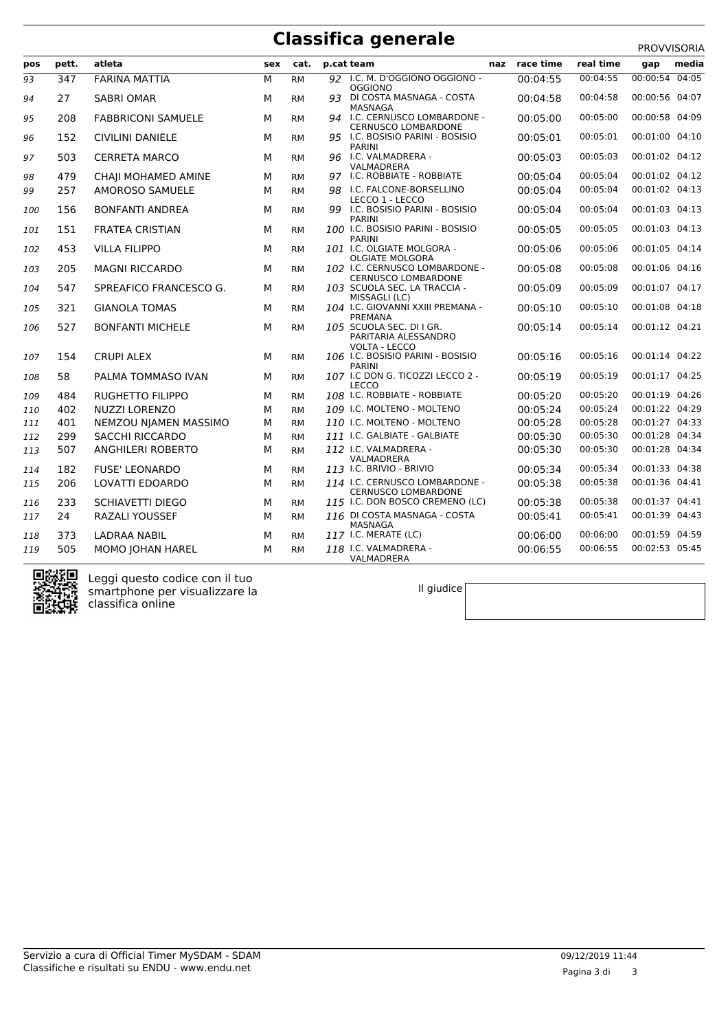# Classifica generale

PROVVISORIA

| pos | pett. | atleta | sex | cat. | p.cat | team | naz | race time | real time | gap | media |
|---|---|---|---|---|---|---|---|---|---|---|---|
| 93 | 347 | FARINA MATTIA | M | RM | 92 | I.C. M. D'OGGIONO OGGIONO - OGGIONO | | 00:04:55 | 00:04:55 | 00:00:54 | 04:05 |
| 94 | 27 | SABRI OMAR | M | RM | 93 | DI COSTA MASNAGA - COSTA MASNAGA | | 00:04:58 | 00:04:58 | 00:00:56 | 04:07 |
| 95 | 208 | FABBRICONI SAMUELE | M | RM | 94 | I.C. CERNUSCO LOMBARDONE - CERNUSCO LOMBARDONE | | 00:05:00 | 00:05:00 | 00:00:58 | 04:09 |
| 96 | 152 | CIVILINI DANIELE | M | RM | 95 | I.C. BOSISIO PARINI - BOSISIO PARINI | | 00:05:01 | 00:05:01 | 00:01:00 | 04:10 |
| 97 | 503 | CERRETA MARCO | M | RM | 96 | I.C. VALMADRERA - VALMADRERA | | 00:05:03 | 00:05:03 | 00:01:02 | 04:12 |
| 98 | 479 | CHAJI MOHAMED AMINE | M | RM | 97 | I.C. ROBBIATE - ROBBIATE | | 00:05:04 | 00:05:04 | 00:01:02 | 04:12 |
| 99 | 257 | AMOROSO SAMUELE | M | RM | 98 | I.C. FALCONE-BORSELLINO LECCO 1 - LECCO | | 00:05:04 | 00:05:04 | 00:01:02 | 04:13 |
| 100 | 156 | BONFANTI ANDREA | M | RM | 99 | I.C. BOSISIO PARINI - BOSISIO PARINI | | 00:05:04 | 00:05:04 | 00:01:03 | 04:13 |
| 101 | 151 | FRATEA CRISTIAN | M | RM | 100 | I.C. BOSISIO PARINI - BOSISIO PARINI | | 00:05:05 | 00:05:05 | 00:01:03 | 04:13 |
| 102 | 453 | VILLA FILIPPO | M | RM | 101 | I.C. OLGIATE MOLGORA - OLGIATE MOLGORA | | 00:05:06 | 00:05:06 | 00:01:05 | 04:14 |
| 103 | 205 | MAGNI RICCARDO | M | RM | 102 | I.C. CERNUSCO LOMBARDONE - CERNUSCO LOMBARDONE | | 00:05:08 | 00:05:08 | 00:01:06 | 04:16 |
| 104 | 547 | SPREAFICO FRANCESCO G. | M | RM | 103 | SCUOLA SEC. LA TRACCIA - MISSAGLI (LC) | | 00:05:09 | 00:05:09 | 00:01:07 | 04:17 |
| 105 | 321 | GIANOLA TOMAS | M | RM | 104 | I.C. GIOVANNI XXIII PREMANA - PREMANA | | 00:05:10 | 00:05:10 | 00:01:08 | 04:18 |
| 106 | 527 | BONFANTI MICHELE | M | RM | 105 | SCUOLA SEC. DI I GR. PARITARIA ALESSANDRO VOLTA - LECCO | | 00:05:14 | 00:05:14 | 00:01:12 | 04:21 |
| 107 | 154 | CRUPI ALEX | M | RM | 106 | I.C. BOSISIO PARINI - BOSISIO PARINI | | 00:05:16 | 00:05:16 | 00:01:14 | 04:22 |
| 108 | 58 | PALMA TOMMASO IVAN | M | RM | 107 | I.C DON G. TICOZZI LECCO 2 - LECCO | | 00:05:19 | 00:05:19 | 00:01:17 | 04:25 |
| 109 | 484 | RUGHETTO FILIPPO | M | RM | 108 | I.C. ROBBIATE - ROBBIATE | | 00:05:20 | 00:05:20 | 00:01:19 | 04:26 |
| 110 | 402 | NUZZI LORENZO | M | RM | 109 | I.C. MOLTENO - MOLTENO | | 00:05:24 | 00:05:24 | 00:01:22 | 04:29 |
| 111 | 401 | NEMZOU NJAMEN MASSIMO | M | RM | 110 | I.C. MOLTENO - MOLTENO | | 00:05:28 | 00:05:28 | 00:01:27 | 04:33 |
| 112 | 299 | SACCHI RICCARDO | M | RM | 111 | I.C. GALBIATE - GALBIATE | | 00:05:30 | 00:05:30 | 00:01:28 | 04:34 |
| 113 | 507 | ANGHILERI ROBERTO | M | RM | 112 | I.C. VALMADRERA - VALMADRERA | | 00:05:30 | 00:05:30 | 00:01:28 | 04:34 |
| 114 | 182 | FUSE' LEONARDO | M | RM | 113 | I.C. BRIVIO - BRIVIO | | 00:05:34 | 00:05:34 | 00:01:33 | 04:38 |
| 115 | 206 | LOVATTI EDOARDO | M | RM | 114 | I.C. CERNUSCO LOMBARDONE - CERNUSCO LOMBARDONE | | 00:05:38 | 00:05:38 | 00:01:36 | 04:41 |
| 116 | 233 | SCHIAVETTI DIEGO | M | RM | 115 | I.C. DON BOSCO CREMENO (LC) | | 00:05:38 | 00:05:38 | 00:01:37 | 04:41 |
| 117 | 24 | RAZALI YOUSSEF | M | RM | 116 | DI COSTA MASNAGA - COSTA MASNAGA | | 00:05:41 | 00:05:41 | 00:01:39 | 04:43 |
| 118 | 373 | LADRAA NABIL | M | RM | 117 | I.C. MERATE (LC) | | 00:06:00 | 00:06:00 | 00:01:59 | 04:59 |
| 119 | 505 | MOMO JOHAN HAREL | M | RM | 118 | I.C. VALMADRERA - VALMADRERA | | 00:06:55 | 00:06:55 | 00:02:53 | 05:45 |

Leggi questo codice con il tuo smartphone per visualizzare la classifica online

Il giudice

Servizio a cura di Official Timer MySDAM - SDAM
Classifiche e risultati su ENDU - www.endu.net

09/12/2019 11:44